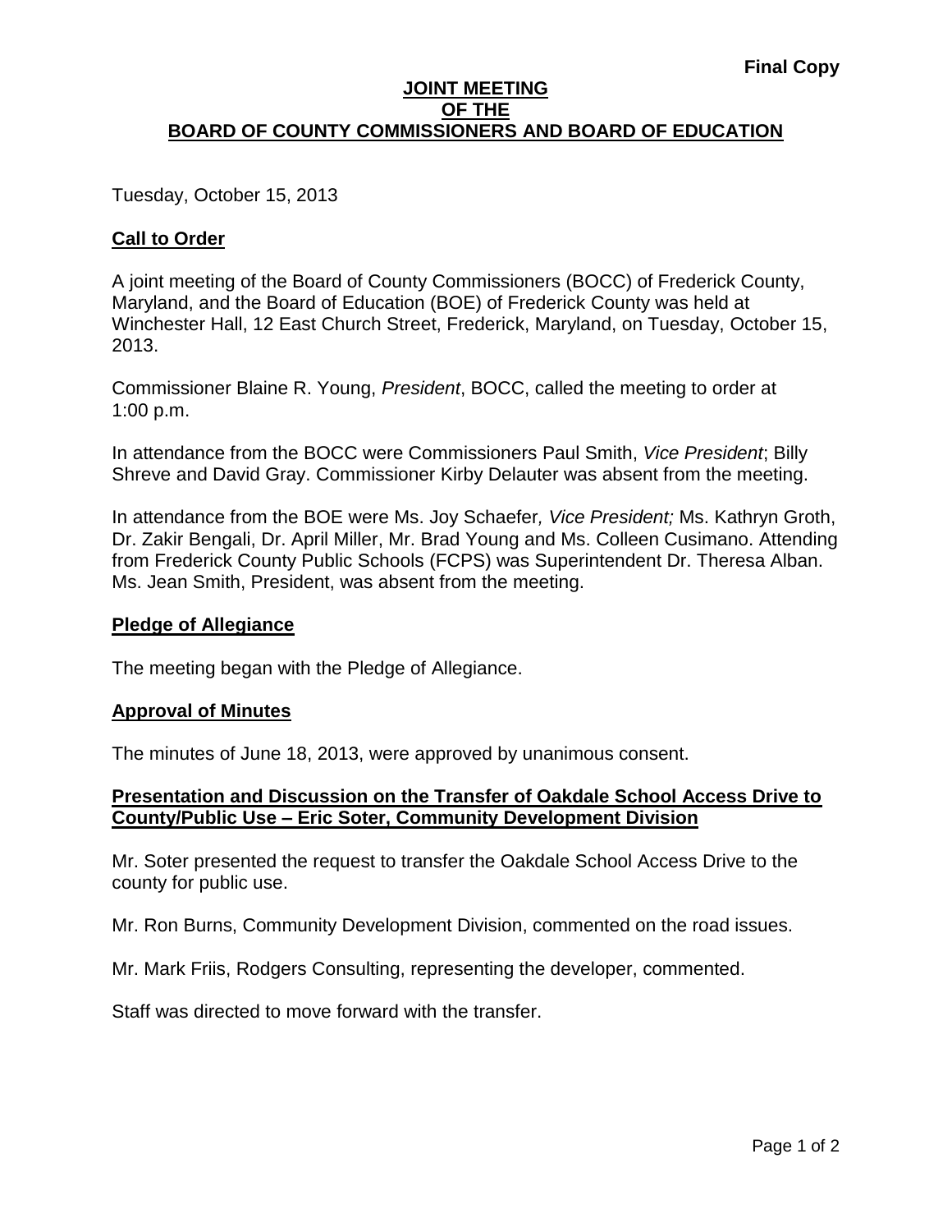**Final Copy**

# JOINT MEETING OF THE BOARD OF COUNTY COMMISSIONERS AND BOARD OF EDUCATION

Tuesday, October 15, 2013

## Call to Order

A joint meeting of the Board of County Commissioners (BOCC) of Frederick County, Maryland, and the Board of Education (BOE) of Frederick County was held at Winchester Hall, 12 East Church Street, Frederick, Maryland, on Tuesday, October 15, 2013.

Commissioner Blaine R. Young, *President*, BOCC, called the meeting to order at 1:00 p.m.

In attendance from the BOCC were Commissioners Paul Smith, *Vice President*; Billy Shreve and David Gray. Commissioner Kirby Delauter was absent from the meeting.

In attendance from the BOE were Ms. Joy Schaefer*, Vice President;* Ms. Kathryn Groth, Dr. Zakir Bengali, Dr. April Miller, Mr. Brad Young and Ms. Colleen Cusimano. Attending from Frederick County Public Schools (FCPS) was Superintendent Dr. Theresa Alban. Ms. Jean Smith, President, was absent from the meeting.

## Pledge of Allegiance

The meeting began with the Pledge of Allegiance.

## Approval of Minutes

The minutes of June 18, 2013, were approved by unanimous consent.

## Presentation and Discussion on the Transfer of Oakdale School Access Drive to County/Public Use – Eric Soter, Community Development Division

Mr. Soter presented the request to transfer the Oakdale School Access Drive to the county for public use.

Mr. Ron Burns, Community Development Division, commented on the road issues.

Mr. Mark Friis, Rodgers Consulting, representing the developer, commented.

Staff was directed to move forward with the transfer.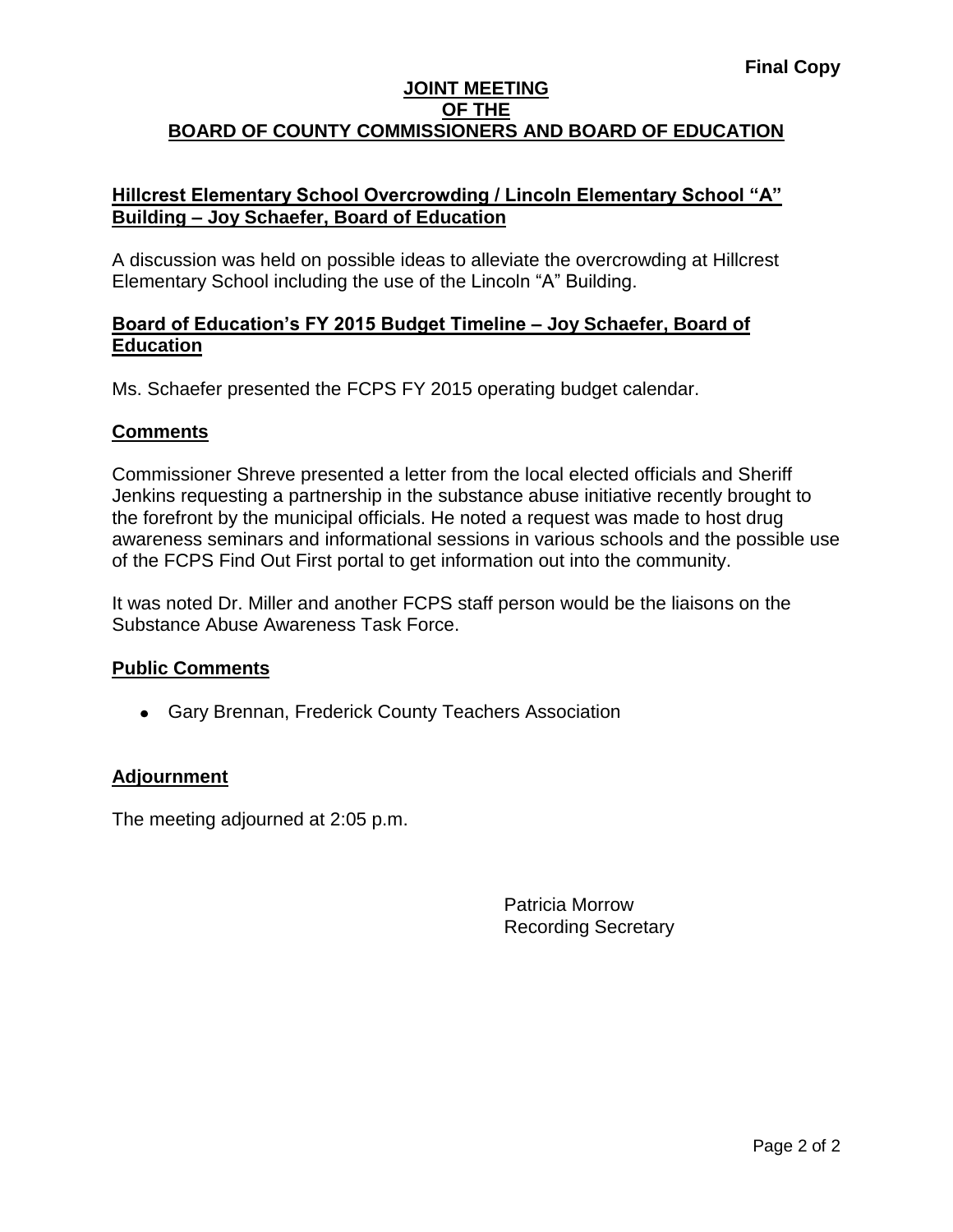**Final Copy**

# JOINT MEETING OF THE BOARD OF COUNTY COMMISSIONERS AND BOARD OF EDUCATION

## Hillcrest Elementary School Overcrowding / Lincoln Elementary School "A" Building – Joy Schaefer, Board of Education

A discussion was held on possible ideas to alleviate the overcrowding at Hillcrest Elementary School including the use of the Lincoln "A" Building.

## Board of Education's FY 2015 Budget Timeline – Joy Schaefer, Board of Education

Ms. Schaefer presented the FCPS FY 2015 operating budget calendar.

## Comments

Commissioner Shreve presented a letter from the local elected officials and Sheriff Jenkins requesting a partnership in the substance abuse initiative recently brought to the forefront by the municipal officials. He noted a request was made to host drug awareness seminars and informational sessions in various schools and the possible use of the FCPS Find Out First portal to get information out into the community.

It was noted Dr. Miller and another FCPS staff person would be the liaisons on the Substance Abuse Awareness Task Force.

## Public Comments

- Gary Brennan, Frederick County Teachers Association

## Adjournment

The meeting adjourned at 2:05 p.m.

Patricia Morrow
Recording Secretary